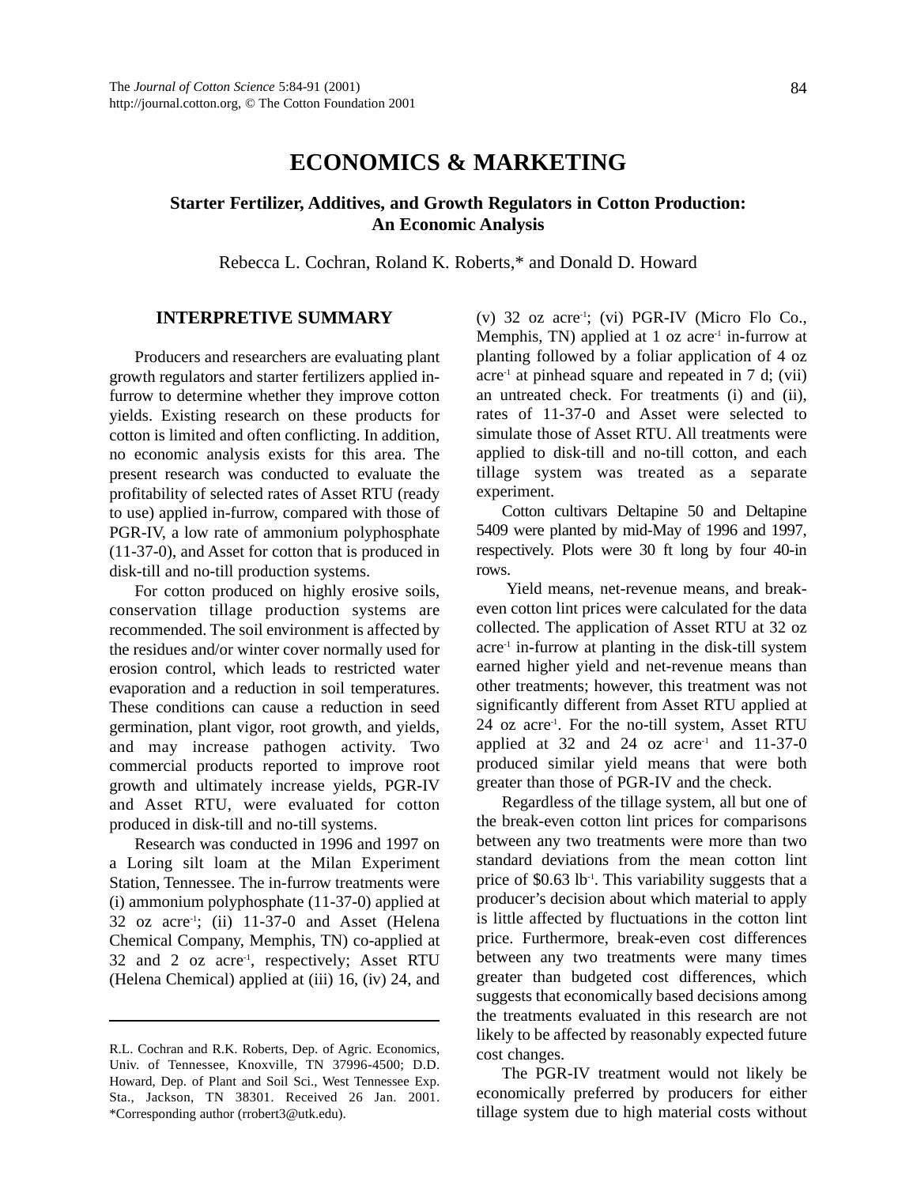# ECONOMICS & MARKETING

## Starter Fertilizer, Additives, and Growth Regulators in Cotton Production: An Economic Analysis

Rebecca L. Cochran, Roland K. Roberts,* and Donald D. Howard

### INTERPRETIVE SUMMARY

Producers and researchers are evaluating plant growth regulators and starter fertilizers applied in-furrow to determine whether they improve cotton yields. Existing research on these products for cotton is limited and often conflicting. In addition, no economic analysis exists for this area. The present research was conducted to evaluate the profitability of selected rates of Asset RTU (ready to use) applied in-furrow, compared with those of PGR-IV, a low rate of ammonium polyphosphate (11-37-0), and Asset for cotton that is produced in disk-till and no-till production systems.

For cotton produced on highly erosive soils, conservation tillage production systems are recommended. The soil environment is affected by the residues and/or winter cover normally used for erosion control, which leads to restricted water evaporation and a reduction in soil temperatures. These conditions can cause a reduction in seed germination, plant vigor, root growth, and yields, and may increase pathogen activity. Two commercial products reported to improve root growth and ultimately increase yields, PGR-IV and Asset RTU, were evaluated for cotton produced in disk-till and no-till systems.

Research was conducted in 1996 and 1997 on a Loring silt loam at the Milan Experiment Station, Tennessee. The in-furrow treatments were (i) ammonium polyphosphate (11-37-0) applied at 32 oz acre$^{-1}$; (ii) 11-37-0 and Asset (Helena Chemical Company, Memphis, TN) co-applied at 32 and 2 oz acre$^{-1}$, respectively; Asset RTU (Helena Chemical) applied at (iii) 16, (iv) 24, and (v) 32 oz acre$^{-1}$; (vi) PGR-IV (Micro Flo Co., Memphis, TN) applied at 1 oz acre$^{-1}$ in-furrow at planting followed by a foliar application of 4 oz acre$^{-1}$ at pinhead square and repeated in 7 d; (vii) an untreated check. For treatments (i) and (ii), rates of 11-37-0 and Asset were selected to simulate those of Asset RTU. All treatments were applied to disk-till and no-till cotton, and each tillage system was treated as a separate experiment.

Cotton cultivars Deltapine 50 and Deltapine 5409 were planted by mid-May of 1996 and 1997, respectively. Plots were 30 ft long by four 40-in rows.

Yield means, net-revenue means, and break-even cotton lint prices were calculated for the data collected. The application of Asset RTU at 32 oz acre$^{-1}$ in-furrow at planting in the disk-till system earned higher yield and net-revenue means than other treatments; however, this treatment was not significantly different from Asset RTU applied at 24 oz acre$^{-1}$. For the no-till system, Asset RTU applied at 32 and 24 oz acre$^{-1}$ and 11-37-0 produced similar yield means that were both greater than those of PGR-IV and the check.

Regardless of the tillage system, all but one of the break-even cotton lint prices for comparisons between any two treatments were more than two standard deviations from the mean cotton lint price of \$0.63 lb$^{-1}$. This variability suggests that a producer's decision about which material to apply is little affected by fluctuations in the cotton lint price. Furthermore, break-even cost differences between any two treatments were many times greater than budgeted cost differences, which suggests that economically based decisions among the treatments evaluated in this research are not likely to be affected by reasonably expected future cost changes.

The PGR-IV treatment would not likely be economically preferred by producers for either tillage system due to high material costs without

---

R.L. Cochran and R.K. Roberts, Dep. of Agric. Economics, Univ. of Tennessee, Knoxville, TN 37996-4500; D.D. Howard, Dep. of Plant and Soil Sci., West Tennessee Exp. Sta., Jackson, TN 38301. Received 26 Jan. 2001. *Corresponding author (rrobert3@utk.edu).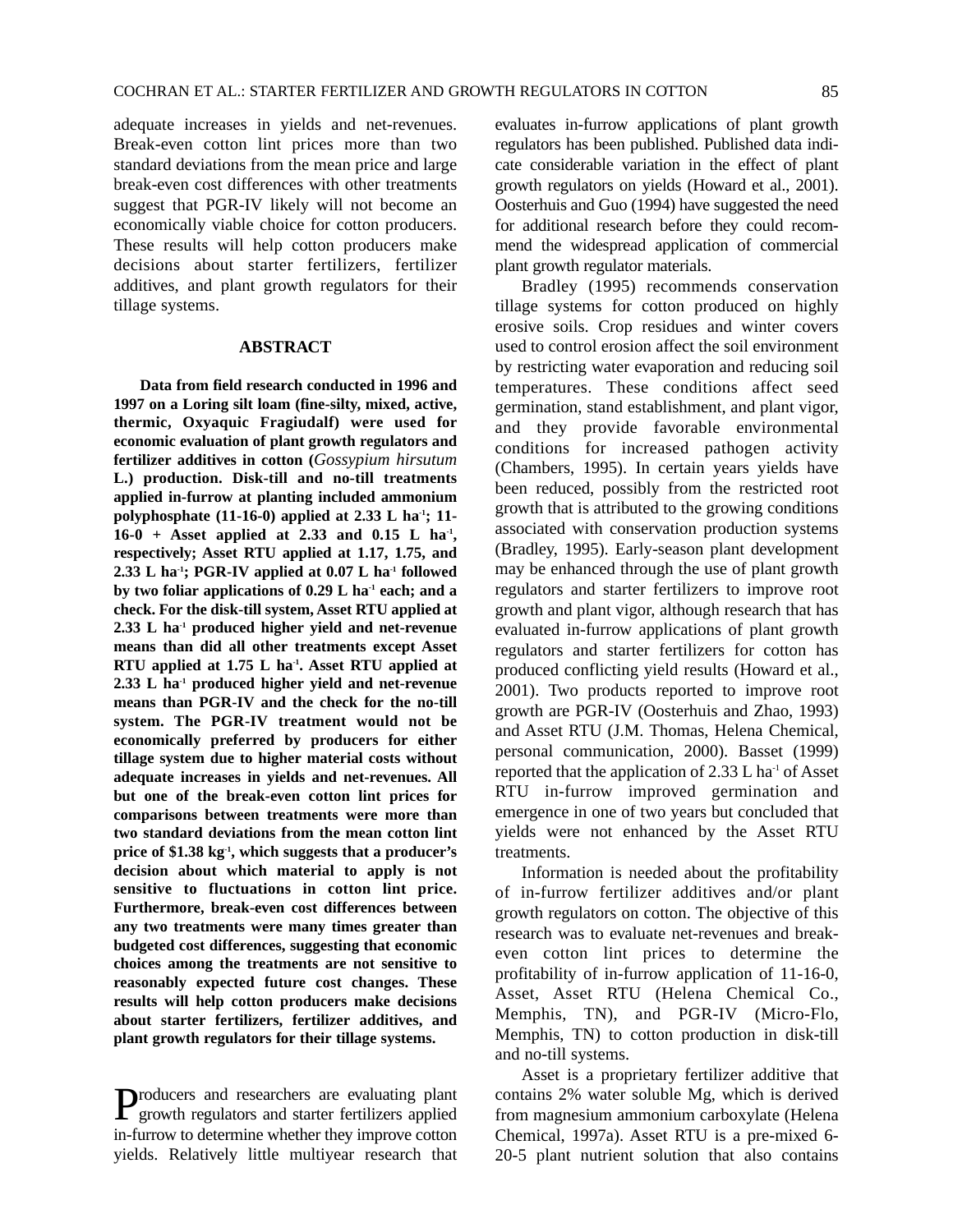adequate increases in yields and net-revenues. Break-even cotton lint prices more than two standard deviations from the mean price and large break-even cost differences with other treatments suggest that PGR-IV likely will not become an economically viable choice for cotton producers. These results will help cotton producers make decisions about starter fertilizers, fertilizer additives, and plant growth regulators for their tillage systems.

## ABSTRACT

**Data from field research conducted in 1996 and 1997 on a Loring silt loam (fine-silty, mixed, active, thermic, Oxyaquic Fragiudalf) were used for economic evaluation of plant growth regulators and fertilizer additives in cotton (*Gossypium hirsutum* L.) production. Disk-till and no-till treatments applied in-furrow at planting included ammonium polyphosphate (11-16-0) applied at 2.33 L ha$^{-1}$; 11-16-0 + Asset applied at 2.33 and 0.15 L ha$^{-1}$, respectively; Asset RTU applied at 1.17, 1.75, and 2.33 L ha$^{-1}$; PGR-IV applied at 0.07 L ha$^{-1}$ followed by two foliar applications of 0.29 L ha$^{-1}$ each; and a check. For the disk-till system, Asset RTU applied at 2.33 L ha$^{-1}$ produced higher yield and net-revenue means than did all other treatments except Asset RTU applied at 1.75 L ha$^{-1}$. Asset RTU applied at 2.33 L ha$^{-1}$ produced higher yield and net-revenue means than PGR-IV and the check for the no-till system. The PGR-IV treatment would not be economically preferred by producers for either tillage system due to higher material costs without adequate increases in yields and net-revenues. All but one of the break-even cotton lint prices for comparisons between treatments were more than two standard deviations from the mean cotton lint price of \$1.38 kg$^{-1}$, which suggests that a producer's decision about which material to apply is not sensitive to fluctuations in cotton lint price. Furthermore, break-even cost differences between any two treatments were many times greater than budgeted cost differences, suggesting that economic choices among the treatments are not sensitive to reasonably expected future cost changes. These results will help cotton producers make decisions about starter fertilizers, fertilizer additives, and plant growth regulators for their tillage systems.**

Producers and researchers are evaluating plant growth regulators and starter fertilizers applied in-furrow to determine whether they improve cotton yields. Relatively little multiyear research that evaluates in-furrow applications of plant growth regulators has been published. Published data indicate considerable variation in the effect of plant growth regulators on yields (Howard et al., 2001). Oosterhuis and Guo (1994) have suggested the need for additional research before they could recommend the widespread application of commercial plant growth regulator materials.

Bradley (1995) recommends conservation tillage systems for cotton produced on highly erosive soils. Crop residues and winter covers used to control erosion affect the soil environment by restricting water evaporation and reducing soil temperatures. These conditions affect seed germination, stand establishment, and plant vigor, and they provide favorable environmental conditions for increased pathogen activity (Chambers, 1995). In certain years yields have been reduced, possibly from the restricted root growth that is attributed to the growing conditions associated with conservation production systems (Bradley, 1995). Early-season plant development may be enhanced through the use of plant growth regulators and starter fertilizers to improve root growth and plant vigor, although research that has evaluated in-furrow applications of plant growth regulators and starter fertilizers for cotton has produced conflicting yield results (Howard et al., 2001). Two products reported to improve root growth are PGR-IV (Oosterhuis and Zhao, 1993) and Asset RTU (J.M. Thomas, Helena Chemical, personal communication, 2000). Basset (1999) reported that the application of 2.33 L ha$^{-1}$ of Asset RTU in-furrow improved germination and emergence in one of two years but concluded that yields were not enhanced by the Asset RTU treatments.

Information is needed about the profitability of in-furrow fertilizer additives and/or plant growth regulators on cotton. The objective of this research was to evaluate net-revenues and break-even cotton lint prices to determine the profitability of in-furrow application of 11-16-0, Asset, Asset RTU (Helena Chemical Co., Memphis, TN), and PGR-IV (Micro-Flo, Memphis, TN) to cotton production in disk-till and no-till systems.

Asset is a proprietary fertilizer additive that contains 2% water soluble Mg, which is derived from magnesium ammonium carboxylate (Helena Chemical, 1997a). Asset RTU is a pre-mixed 6-20-5 plant nutrient solution that also contains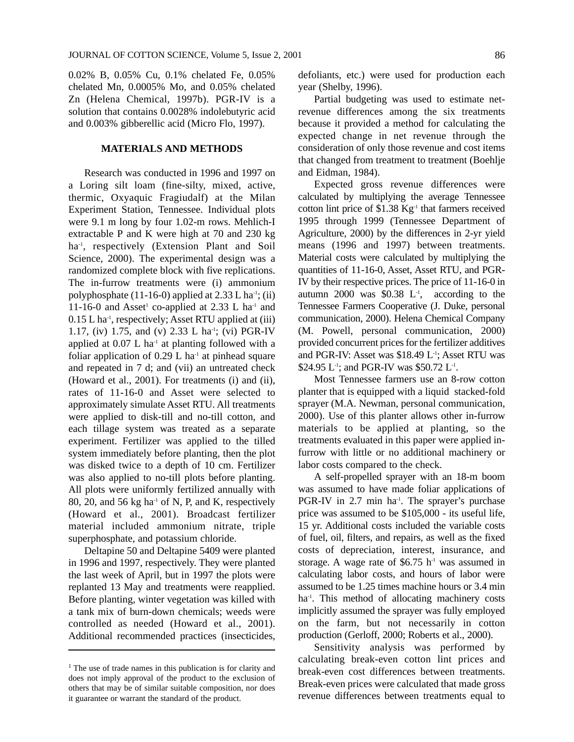0.02% B, 0.05% Cu, 0.1% chelated Fe, 0.05% chelated Mn, 0.0005% Mo, and 0.05% chelated Zn (Helena Chemical, 1997b). PGR-IV is a solution that contains 0.0028% indolebutyric acid and 0.003% gibberellic acid (Micro Flo, 1997).

## MATERIALS AND METHODS

Research was conducted in 1996 and 1997 on a Loring silt loam (fine-silty, mixed, active, thermic, Oxyaquic Fragiudalf) at the Milan Experiment Station, Tennessee. Individual plots were 9.1 m long by four 1.02-m rows. Mehlich-I extractable P and K were high at 70 and 230 kg ha$^{-1}$, respectively (Extension Plant and Soil Science, 2000). The experimental design was a randomized complete block with five replications. The in-furrow treatments were (i) ammonium polyphosphate (11-16-0) applied at 2.33 L ha$^{-1}$; (ii) 11-16-0 and Asset[1] co-applied at 2.33 L ha$^{-1}$ and 0.15 L ha$^{-1}$, respectively; Asset RTU applied at (iii) 1.17, (iv) 1.75, and (v) 2.33 L ha$^{-1}$; (vi) PGR-IV applied at 0.07 L ha$^{-1}$ at planting followed with a foliar application of 0.29 L ha$^{-1}$ at pinhead square and repeated in 7 d; and (vii) an untreated check (Howard et al., 2001). For treatments (i) and (ii), rates of 11-16-0 and Asset were selected to approximately simulate Asset RTU. All treatments were applied to disk-till and no-till cotton, and each tillage system was treated as a separate experiment. Fertilizer was applied to the tilled system immediately before planting, then the plot was disked twice to a depth of 10 cm. Fertilizer was also applied to no-till plots before planting. All plots were uniformly fertilized annually with 80, 20, and 56 kg ha$^{-1}$ of N, P, and K, respectively (Howard et al., 2001). Broadcast fertilizer material included ammonium nitrate, triple superphosphate, and potassium chloride.

Deltapine 50 and Deltapine 5409 were planted in 1996 and 1997, respectively. They were planted the last week of April, but in 1997 the plots were replanted 13 May and treatments were reapplied. Before planting, winter vegetation was killed with a tank mix of burn-down chemicals; weeds were controlled as needed (Howard et al., 2001). Additional recommended practices (insecticides, defoliants, etc.) were used for production each year (Shelby, 1996).

Partial budgeting was used to estimate net-revenue differences among the six treatments because it provided a method for calculating the expected change in net revenue through the consideration of only those revenue and cost items that changed from treatment to treatment (Boehlje and Eidman, 1984).

Expected gross revenue differences were calculated by multiplying the average Tennessee cotton lint price of \$1.38 Kg$^{-1}$ that farmers received 1995 through 1999 (Tennessee Department of Agriculture, 2000) by the differences in 2-yr yield means (1996 and 1997) between treatments. Material costs were calculated by multiplying the quantities of 11-16-0, Asset, Asset RTU, and PGR-IV by their respective prices. The price of 11-16-0 in autumn 2000 was \$0.38 L$^{-1}$, according to the Tennessee Farmers Cooperative (J. Duke, personal communication, 2000). Helena Chemical Company (M. Powell, personal communication, 2000) provided concurrent prices for the fertilizer additives and PGR-IV: Asset was \$18.49 L$^{-1}$; Asset RTU was \$24.95 L$^{-1}$; and PGR-IV was \$50.72 L$^{-1}$.

Most Tennessee farmers use an 8-row cotton planter that is equipped with a liquid stacked-fold sprayer (M.A. Newman, personal communication, 2000). Use of this planter allows other in-furrow materials to be applied at planting, so the treatments evaluated in this paper were applied in-furrow with little or no additional machinery or labor costs compared to the check.

A self-propelled sprayer with an 18-m boom was assumed to have made foliar applications of PGR-IV in 2.7 min ha$^{-1}$. The sprayer's purchase price was assumed to be \$105,000 - its useful life, 15 yr. Additional costs included the variable costs of fuel, oil, filters, and repairs, as well as the fixed costs of depreciation, interest, insurance, and storage. A wage rate of \$6.75 h$^{-1}$ was assumed in calculating labor costs, and hours of labor were assumed to be 1.25 times machine hours or 3.4 min ha$^{-1}$. This method of allocating machinery costs implicitly assumed the sprayer was fully employed on the farm, but not necessarily in cotton production (Gerloff, 2000; Roberts et al., 2000).

Sensitivity analysis was performed by calculating break-even cotton lint prices and break-even cost differences between treatments. Break-even prices were calculated that made gross revenue differences between treatments equal to

---

[1] The use of trade names in this publication is for clarity and does not imply approval of the product to the exclusion of others that may be of similar suitable composition, nor does it guarantee or warrant the standard of the product.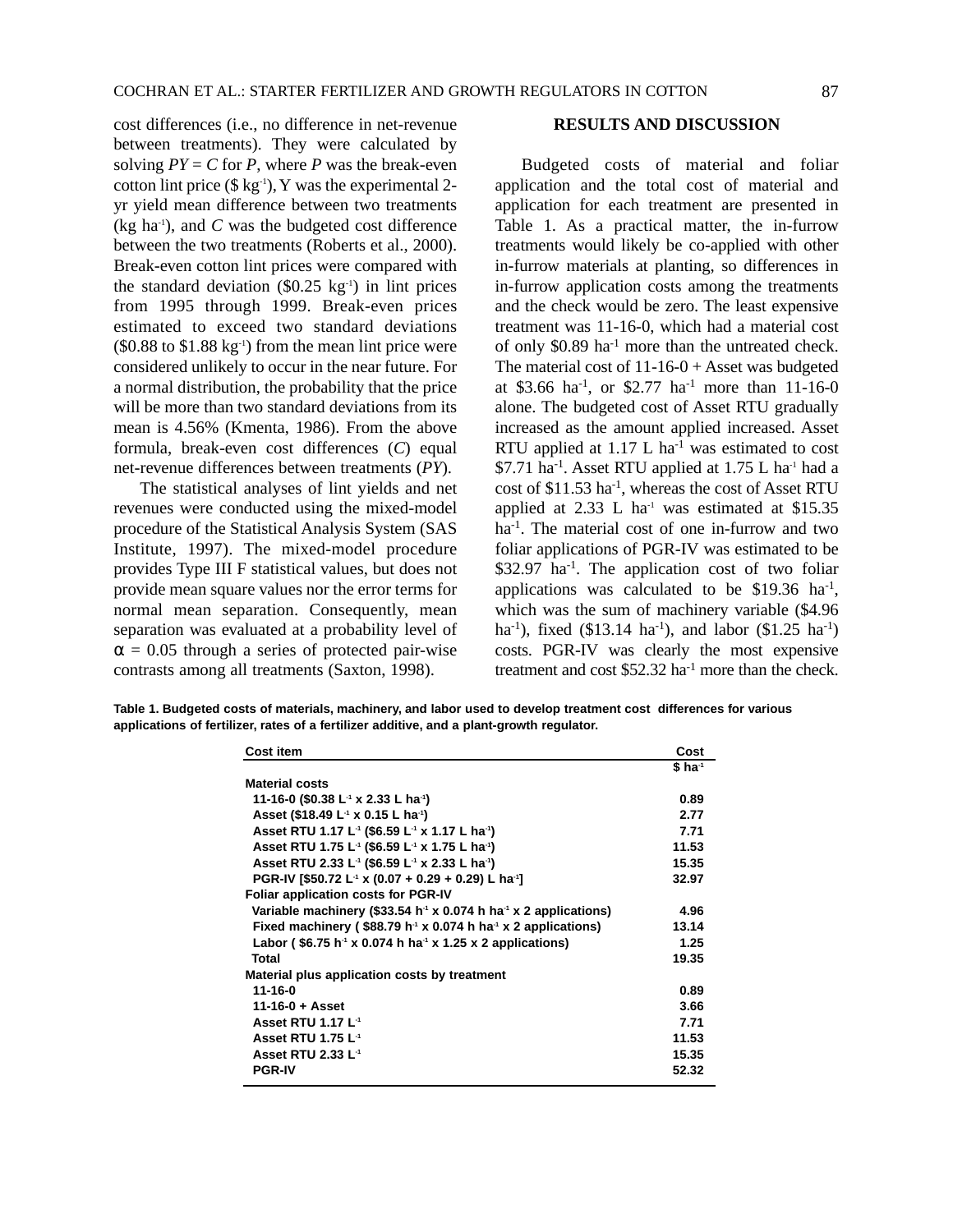cost differences (i.e., no difference in net-revenue between treatments). They were calculated by solving *PY* = *C* for *P*, where *P* was the break-even cotton lint price ($ kg$^{-1}$), Y was the experimental 2-yr yield mean difference between two treatments (kg ha$^{-1}$), and *C* was the budgeted cost difference between the two treatments (Roberts et al., 2000). Break-even cotton lint prices were compared with the standard deviation ($0.25 kg$^{-1}$) in lint prices from 1995 through 1999. Break-even prices estimated to exceed two standard deviations ($0.88 to $1.88 kg$^{-1}$) from the mean lint price were considered unlikely to occur in the near future. For a normal distribution, the probability that the price will be more than two standard deviations from its mean is 4.56% (Kmenta, 1986). From the above formula, break-even cost differences (*C*) equal net-revenue differences between treatments (*PY*).

The statistical analyses of lint yields and net revenues were conducted using the mixed-model procedure of the Statistical Analysis System (SAS Institute, 1997). The mixed-model procedure provides Type III F statistical values, but does not provide mean square values nor the error terms for normal mean separation. Consequently, mean separation was evaluated at a probability level of $\alpha = 0.05$ through a series of protected pair-wise contrasts among all treatments (Saxton, 1998).

## RESULTS AND DISCUSSION

Budgeted costs of material and foliar application and the total cost of material and application for each treatment are presented in Table 1. As a practical matter, the in-furrow treatments would likely be co-applied with other in-furrow materials at planting, so differences in in-furrow application costs among the treatments and the check would be zero. The least expensive treatment was 11-16-0, which had a material cost of only $0.89 ha$^{-1}$ more than the untreated check. The material cost of 11-16-0 + Asset was budgeted at $3.66 ha$^{-1}$, or $2.77 ha$^{-1}$ more than 11-16-0 alone. The budgeted cost of Asset RTU gradually increased as the amount applied increased. Asset RTU applied at 1.17 L ha$^{-1}$ was estimated to cost $7.71 ha$^{-1}$. Asset RTU applied at 1.75 L ha$^{-1}$ had a cost of $11.53 ha$^{-1}$, whereas the cost of Asset RTU applied at 2.33 L ha$^{-1}$ was estimated at $15.35 ha$^{-1}$. The material cost of one in-furrow and two foliar applications of PGR-IV was estimated to be $32.97 ha$^{-1}$. The application cost of two foliar applications was calculated to be $19.36 ha$^{-1}$, which was the sum of machinery variable ($4.96 ha$^{-1}$), fixed ($13.14 ha$^{-1}$), and labor ($1.25 ha$^{-1}$) costs. PGR-IV was clearly the most expensive treatment and cost $52.32 ha$^{-1}$ more than the check.

**Table 1. Budgeted costs of materials, machinery, and labor used to develop treatment cost differences for various applications of fertilizer, rates of a fertilizer additive, and a plant-growth regulator.**

| Cost item | Cost |
|---|---|
| | $ ha$^{-1}$ |
| **Material costs** | |
| 11-16-0 ($0.38 L$^{-1}$ x 2.33 L ha$^{-1}$) | 0.89 |
| Asset ($18.49 L$^{-1}$ x 0.15 L ha$^{-1}$) | 2.77 |
| Asset RTU 1.17 L$^{-1}$ ($6.59 L$^{-1}$ x 1.17 L ha$^{-1}$) | 7.71 |
| Asset RTU 1.75 L$^{-1}$ ($6.59 L$^{-1}$ x 1.75 L ha$^{-1}$) | 11.53 |
| Asset RTU 2.33 L$^{-1}$ ($6.59 L$^{-1}$ x 2.33 L ha$^{-1}$) | 15.35 |
| PGR-IV [$50.72 L$^{-1}$ x (0.07 + 0.29 + 0.29) L ha$^{-1}$] | 32.97 |
| **Foliar application costs for PGR-IV** | |
| Variable machinery ($33.54 h$^{-1}$ x 0.074 h ha$^{-1}$ x 2 applications) | 4.96 |
| Fixed machinery ( $88.79 h$^{-1}$ x 0.074 h ha$^{-1}$ x 2 applications) | 13.14 |
| Labor ( $6.75 h$^{-1}$ x 0.074 h ha$^{-1}$ x 1.25 x 2 applications) | 1.25 |
| Total | 19.35 |
| **Material plus application costs by treatment** | |
| 11-16-0 | 0.89 |
| 11-16-0 + Asset | 3.66 |
| Asset RTU 1.17 L$^{-1}$ | 7.71 |
| Asset RTU 1.75 L$^{-1}$ | 11.53 |
| Asset RTU 2.33 L$^{-1}$ | 15.35 |
| PGR-IV | 52.32 |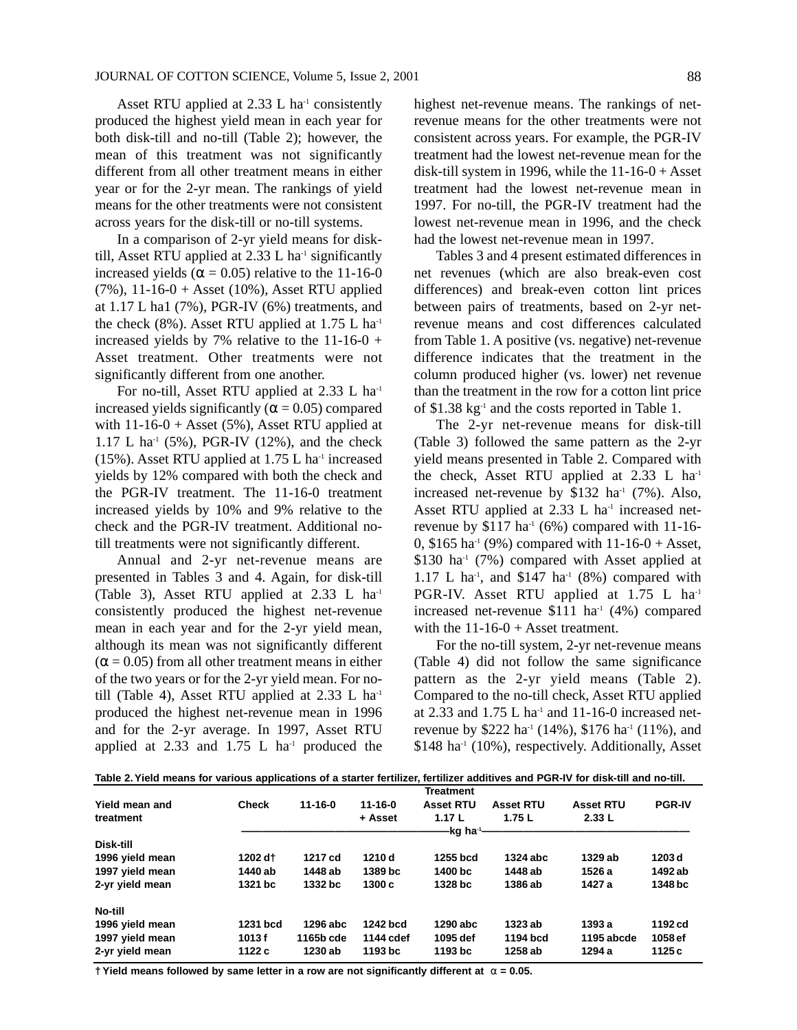Asset RTU applied at 2.33 L $ha^{-1}$ consistently produced the highest yield mean in each year for both disk-till and no-till (Table 2); however, the mean of this treatment was not significantly different from all other treatment means in either year or for the 2-yr mean. The rankings of yield means for the other treatments were not consistent across years for the disk-till or no-till systems.

In a comparison of 2-yr yield means for disk-till, Asset RTU applied at 2.33 L $ha^{-1}$ significantly increased yields ($\alpha = 0.05$) relative to the 11-16-0 (7%), 11-16-0 + Asset (10%), Asset RTU applied at 1.17 L ha1 (7%), PGR-IV (6%) treatments, and the check (8%). Asset RTU applied at 1.75 L $ha^{-1}$ increased yields by 7% relative to the 11-16-0 + Asset treatment. Other treatments were not significantly different from one another.

For no-till, Asset RTU applied at 2.33 L $ha^{-1}$ increased yields significantly ($\alpha = 0.05$) compared with 11-16-0 + Asset (5%), Asset RTU applied at 1.17 L $ha^{-1}$ (5%), PGR-IV (12%), and the check (15%). Asset RTU applied at 1.75 L $ha^{-1}$ increased yields by 12% compared with both the check and the PGR-IV treatment. The 11-16-0 treatment increased yields by 10% and 9% relative to the check and the PGR-IV treatment. Additional no-till treatments were not significantly different.

Annual and 2-yr net-revenue means are presented in Tables 3 and 4. Again, for disk-till (Table 3), Asset RTU applied at 2.33 L $ha^{-1}$ consistently produced the highest net-revenue mean in each year and for the 2-yr yield mean, although its mean was not significantly different ($\alpha = 0.05$) from all other treatment means in either of the two years or for the 2-yr yield mean. For no-till (Table 4), Asset RTU applied at 2.33 L $ha^{-1}$ produced the highest net-revenue mean in 1996 and for the 2-yr average. In 1997, Asset RTU applied at 2.33 and 1.75 L $ha^{-1}$ produced the highest net-revenue means. The rankings of net-revenue means for the other treatments were not consistent across years. For example, the PGR-IV treatment had the lowest net-revenue mean for the disk-till system in 1996, while the 11-16-0 + Asset treatment had the lowest net-revenue mean in 1997. For no-till, the PGR-IV treatment had the lowest net-revenue mean in 1996, and the check had the lowest net-revenue mean in 1997.

Tables 3 and 4 present estimated differences in net revenues (which are also break-even cost differences) and break-even cotton lint prices between pairs of treatments, based on 2-yr net-revenue means and cost differences calculated from Table 1. A positive (vs. negative) net-revenue difference indicates that the treatment in the column produced higher (vs. lower) net revenue than the treatment in the row for a cotton lint price of \$1.38 $kg^{-1}$ and the costs reported in Table 1.

The 2-yr net-revenue means for disk-till (Table 3) followed the same pattern as the 2-yr yield means presented in Table 2. Compared with the check, Asset RTU applied at 2.33 L $ha^{-1}$ increased net-revenue by \$132 $ha^{-1}$ (7%). Also, Asset RTU applied at 2.33 L $ha^{-1}$ increased net-revenue by \$117 $ha^{-1}$ (6%) compared with 11-16-0, \$165 $ha^{-1}$ (9%) compared with 11-16-0 + Asset, \$130 $ha^{-1}$ (7%) compared with Asset applied at 1.17 L $ha^{-1}$, and \$147 $ha^{-1}$ (8%) compared with PGR-IV. Asset RTU applied at 1.75 L $ha^{-1}$ increased net-revenue \$111 $ha^{-1}$ (4%) compared with the 11-16-0 + Asset treatment.

For the no-till system, 2-yr net-revenue means (Table 4) did not follow the same significance pattern as the 2-yr yield means (Table 2). Compared to the no-till check, Asset RTU applied at 2.33 and 1.75 L $ha^{-1}$ and 11-16-0 increased net-revenue by \$222 $ha^{-1}$ (14%), \$176 $ha^{-1}$ (11%), and \$148 $ha^{-1}$ (10%), respectively. Additionally, Asset

**Table 2. Yield means for various applications of a starter fertilizer, fertilizer additives and PGR-IV for disk-till and no-till.**

| Yield mean and treatment | Check | 11-16-0 | 11-16-0 + Asset | Asset RTU 1.17 L | Asset RTU 1.75 L | Asset RTU 2.33 L | PGR-IV |
|---|---|---|---|---|---|---|---|
| | kg $ha^{-1}$ | | | | | | |
| **Disk-till** | | | | | | | |
| 1996 yield mean | 1202 d† | 1217 cd | 1210 d | 1255 bcd | 1324 abc | 1329 ab | 1203 d |
| 1997 yield mean | 1440 ab | 1448 ab | 1389 bc | 1400 bc | 1448 ab | 1526 a | 1492 ab |
| 2-yr yield mean | 1321 bc | 1332 bc | 1300 c | 1328 bc | 1386 ab | 1427 a | 1348 bc |
| **No-till** | | | | | | | |
| 1996 yield mean | 1231 bcd | 1296 abc | 1242 bcd | 1290 abc | 1323 ab | 1393 a | 1192 cd |
| 1997 yield mean | 1013 f | 1165b cde | 1144 cdef | 1095 def | 1194 bcd | 1195 abcde | 1058 ef |
| 2-yr yield mean | 1122 c | 1230 ab | 1193 bc | 1193 bc | 1258 ab | 1294 a | 1125 c |

† Yield means followed by same letter in a row are not significantly different at $\alpha = 0.05$.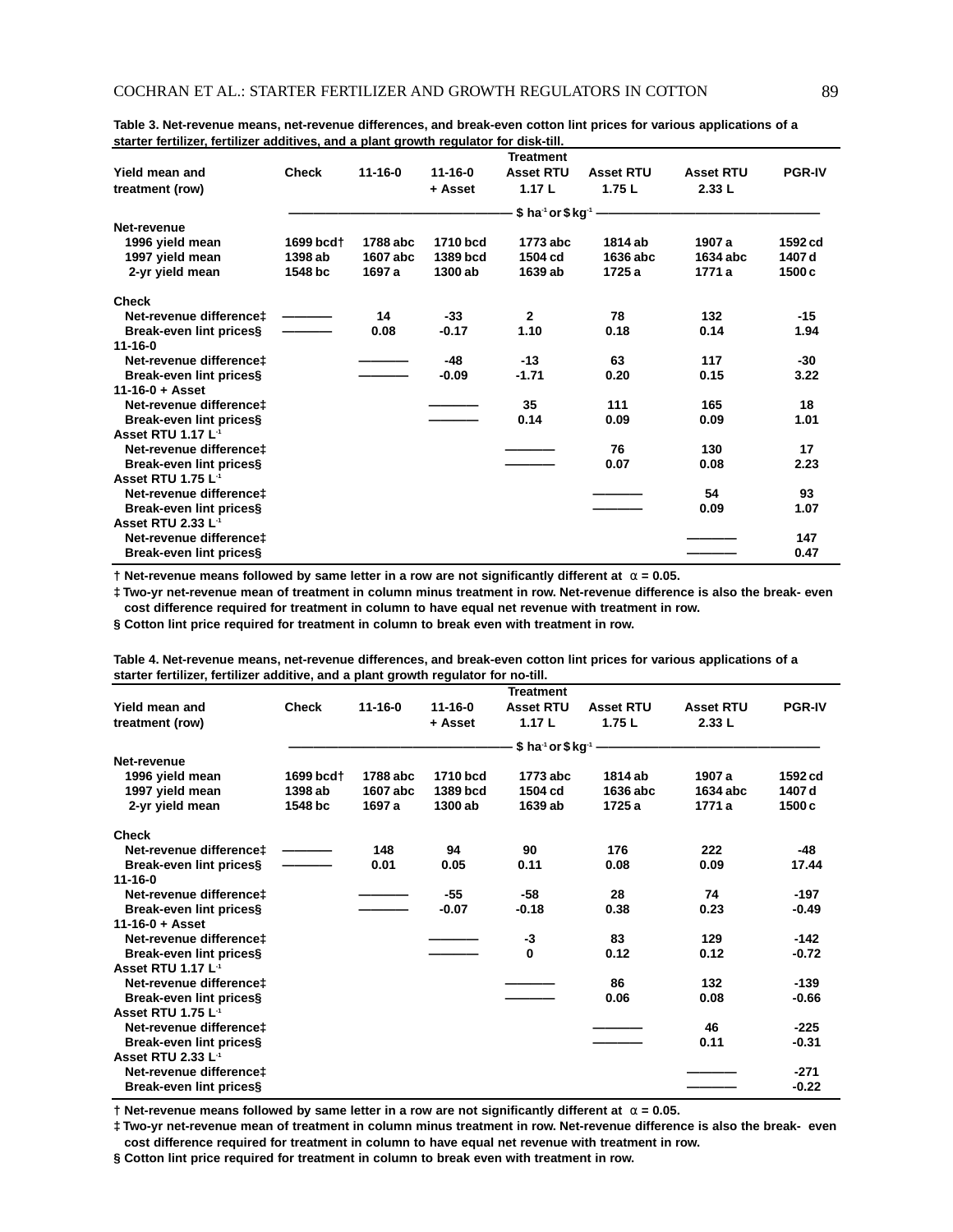Table 3. Net-revenue means, net-revenue differences, and break-even cotton lint prices for various applications of a starter fertilizer, fertilizer additives, and a plant growth regulator for disk-till.

| Yield mean and treatment (row) | Check | 11-16-0 | 11-16-0 + Asset | Asset RTU 1.17 L | Asset RTU 1.75 L | Asset RTU 2.33 L | PGR-IV |
|---|---|---|---|---|---|---|---|
| | $ ha$^{-1}$ or $ kg$^{-1}$ | | | | | | |
| **Net-revenue** | | | | | | | |
| 1996 yield mean | 1699 bcd† | 1788 abc | 1710 bcd | 1773 abc | 1814 ab | 1907 a | 1592 cd |
| 1997 yield mean | 1398 ab | 1607 abc | 1389 bcd | 1504 cd | 1636 abc | 1634 abc | 1407 d |
| 2-yr yield mean | 1548 bc | 1697 a | 1300 ab | 1639 ab | 1725 a | 1771 a | 1500 c |
| **Check** | | | | | | | |
| Net-revenue difference‡ | ——— | 14 | -33 | 2 | 78 | 132 | -15 |
| Break-even lint prices§ | ——— | 0.08 | -0.17 | 1.10 | 0.18 | 0.14 | 1.94 |
| **11-16-0** | | | | | | | |
| Net-revenue difference‡ | | ——— | -48 | -13 | 63 | 117 | -30 |
| Break-even lint prices§ | | ——— | -0.09 | -1.71 | 0.20 | 0.15 | 3.22 |
| **11-16-0 + Asset** | | | | | | | |
| Net-revenue difference‡ | | | ——— | 35 | 111 | 165 | 18 |
| Break-even lint prices§ | | | ——— | 0.14 | 0.09 | 0.09 | 1.01 |
| **Asset RTU 1.17 L$^{-1}$** | | | | | | | |
| Net-revenue difference‡ | | | | ——— | 76 | 130 | 17 |
| Break-even lint prices§ | | | | ——— | 0.07 | 0.08 | 2.23 |
| **Asset RTU 1.75 L$^{-1}$** | | | | | | | |
| Net-revenue difference‡ | | | | | ——— | 54 | 93 |
| Break-even lint prices§ | | | | | ——— | 0.09 | 1.07 |
| **Asset RTU 2.33 L$^{-1}$** | | | | | | | |
| Net-revenue difference‡ | | | | | | ——— | 147 |
| Break-even lint prices§ | | | | | | ——— | 0.47 |

† Net-revenue means followed by same letter in a row are not significantly different at $\alpha = 0.05$.
‡ Two-yr net-revenue mean of treatment in column minus treatment in row. Net-revenue difference is also the break- even cost difference required for treatment in column to have equal net revenue with treatment in row.
§ Cotton lint price required for treatment in column to break even with treatment in row.

Table 4. Net-revenue means, net-revenue differences, and break-even cotton lint prices for various applications of a starter fertilizer, fertilizer additive, and a plant growth regulator for no-till.

| Yield mean and treatment (row) | Check | 11-16-0 | 11-16-0 + Asset | Asset RTU 1.17 L | Asset RTU 1.75 L | Asset RTU 2.33 L | PGR-IV |
|---|---|---|---|---|---|---|---|
| | $ ha$^{-1}$ or $ kg$^{-1}$ | | | | | | |
| **Net-revenue** | | | | | | | |
| 1996 yield mean | 1699 bcd† | 1788 abc | 1710 bcd | 1773 abc | 1814 ab | 1907 a | 1592 cd |
| 1997 yield mean | 1398 ab | 1607 abc | 1389 bcd | 1504 cd | 1636 abc | 1634 abc | 1407 d |
| 2-yr yield mean | 1548 bc | 1697 a | 1300 ab | 1639 ab | 1725 a | 1771 a | 1500 c |
| **Check** | | | | | | | |
| Net-revenue difference‡ | ——— | 148 | 94 | 90 | 176 | 222 | -48 |
| Break-even lint prices§ | ——— | 0.01 | 0.05 | 0.11 | 0.08 | 0.09 | 17.44 |
| **11-16-0** | | | | | | | |
| Net-revenue difference‡ | | ——— | -55 | -58 | 28 | 74 | -197 |
| Break-even lint prices§ | | ——— | -0.07 | -0.18 | 0.38 | 0.23 | -0.49 |
| **11-16-0 + Asset** | | | | | | | |
| Net-revenue difference‡ | | | ——— | -3 | 83 | 129 | -142 |
| Break-even lint prices§ | | | ——— | 0 | 0.12 | 0.12 | -0.72 |
| **Asset RTU 1.17 L$^{-1}$** | | | | | | | |
| Net-revenue difference‡ | | | | ——— | 86 | 132 | -139 |
| Break-even lint prices§ | | | | ——— | 0.06 | 0.08 | -0.66 |
| **Asset RTU 1.75 L$^{-1}$** | | | | | | | |
| Net-revenue difference‡ | | | | | ——— | 46 | -225 |
| Break-even lint prices§ | | | | | ——— | 0.11 | -0.31 |
| **Asset RTU 2.33 L$^{-1}$** | | | | | | | |
| Net-revenue difference‡ | | | | | | ——— | -271 |
| Break-even lint prices§ | | | | | | ——— | -0.22 |

† Net-revenue means followed by same letter in a row are not significantly different at $\alpha = 0.05$.
‡ Two-yr net-revenue mean of treatment in column minus treatment in row. Net-revenue difference is also the break- even cost difference required for treatment in column to have equal net revenue with treatment in row.
§ Cotton lint price required for treatment in column to break even with treatment in row.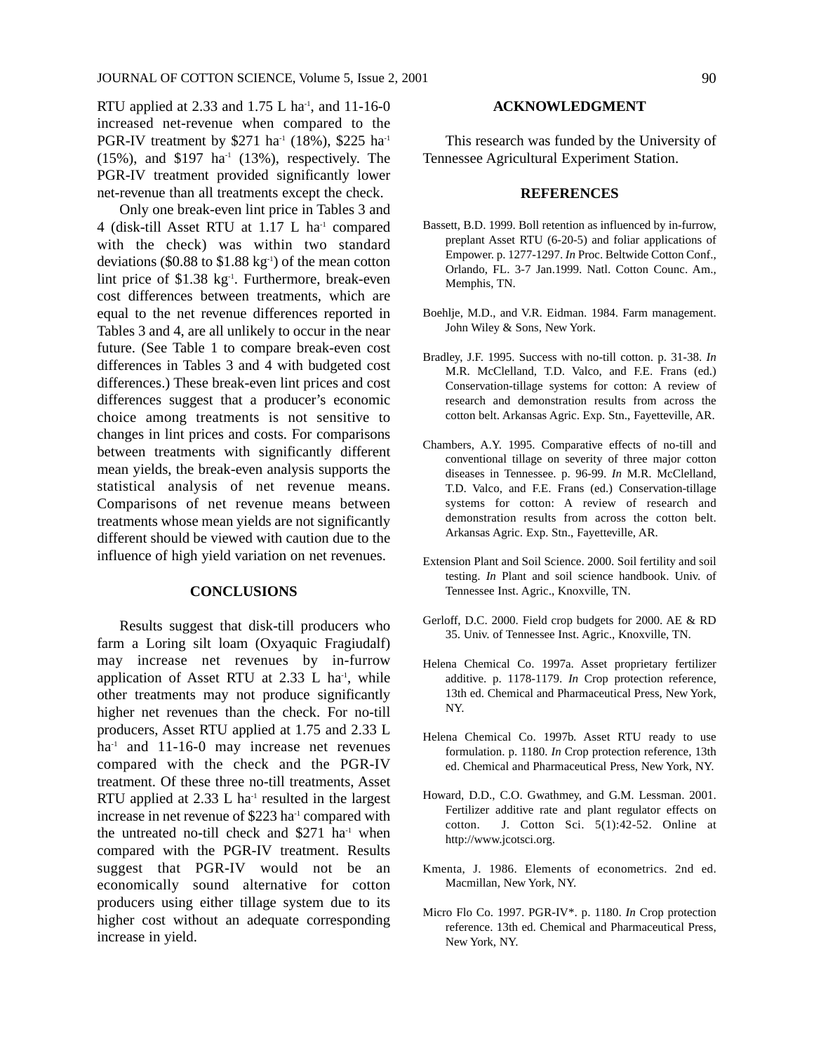RTU applied at 2.33 and 1.75 L ha$^{-1}$, and 11-16-0 increased net-revenue when compared to the PGR-IV treatment by \$271 ha$^{-1}$ (18%), \$225 ha$^{-1}$ (15%), and \$197 ha$^{-1}$ (13%), respectively. The PGR-IV treatment provided significantly lower net-revenue than all treatments except the check.

Only one break-even lint price in Tables 3 and 4 (disk-till Asset RTU at 1.17 L ha$^{-1}$ compared with the check) was within two standard deviations (\$0.88 to \$1.88 kg$^{-1}$) of the mean cotton lint price of \$1.38 kg$^{-1}$. Furthermore, break-even cost differences between treatments, which are equal to the net revenue differences reported in Tables 3 and 4, are all unlikely to occur in the near future. (See Table 1 to compare break-even cost differences in Tables 3 and 4 with budgeted cost differences.) These break-even lint prices and cost differences suggest that a producer's economic choice among treatments is not sensitive to changes in lint prices and costs. For comparisons between treatments with significantly different mean yields, the break-even analysis supports the statistical analysis of net revenue means. Comparisons of net revenue means between treatments whose mean yields are not significantly different should be viewed with caution due to the influence of high yield variation on net revenues.

## CONCLUSIONS

Results suggest that disk-till producers who farm a Loring silt loam (Oxyaquic Fragiudalf) may increase net revenues by in-furrow application of Asset RTU at 2.33 L ha$^{-1}$, while other treatments may not produce significantly higher net revenues than the check. For no-till producers, Asset RTU applied at 1.75 and 2.33 L ha$^{-1}$ and 11-16-0 may increase net revenues compared with the check and the PGR-IV treatment. Of these three no-till treatments, Asset RTU applied at 2.33 L ha$^{-1}$ resulted in the largest increase in net revenue of \$223 ha$^{-1}$ compared with the untreated no-till check and \$271 ha$^{-1}$ when compared with the PGR-IV treatment. Results suggest that PGR-IV would not be an economically sound alternative for cotton producers using either tillage system due to its higher cost without an adequate corresponding increase in yield.

## ACKNOWLEDGMENT

This research was funded by the University of Tennessee Agricultural Experiment Station.

## REFERENCES

Bassett, B.D. 1999. Boll retention as influenced by in-furrow, preplant Asset RTU (6-20-5) and foliar applications of Empower. p. 1277-1297. *In* Proc. Beltwide Cotton Conf., Orlando, FL. 3-7 Jan.1999. Natl. Cotton Counc. Am., Memphis, TN.

Boehlje, M.D., and V.R. Eidman. 1984. Farm management. John Wiley & Sons, New York.

Bradley, J.F. 1995. Success with no-till cotton. p. 31-38. *In* M.R. McClelland, T.D. Valco, and F.E. Frans (ed.) Conservation-tillage systems for cotton: A review of research and demonstration results from across the cotton belt. Arkansas Agric. Exp. Stn., Fayetteville, AR.

Chambers, A.Y. 1995. Comparative effects of no-till and conventional tillage on severity of three major cotton diseases in Tennessee. p. 96-99. *In* M.R. McClelland, T.D. Valco, and F.E. Frans (ed.) Conservation-tillage systems for cotton: A review of research and demonstration results from across the cotton belt. Arkansas Agric. Exp. Stn., Fayetteville, AR.

Extension Plant and Soil Science. 2000. Soil fertility and soil testing. *In* Plant and soil science handbook. Univ. of Tennessee Inst. Agric., Knoxville, TN.

Gerloff, D.C. 2000. Field crop budgets for 2000. AE & RD 35. Univ. of Tennessee Inst. Agric., Knoxville, TN.

Helena Chemical Co. 1997a. Asset proprietary fertilizer additive. p. 1178-1179. *In* Crop protection reference, 13th ed. Chemical and Pharmaceutical Press, New York, NY.

Helena Chemical Co. 1997b. Asset RTU ready to use formulation. p. 1180. *In* Crop protection reference, 13th ed. Chemical and Pharmaceutical Press, New York, NY.

Howard, D.D., C.O. Gwathmey, and G.M. Lessman. 2001. Fertilizer additive rate and plant regulator effects on cotton. J. Cotton Sci. 5(1):42-52. Online at http://www.jcotsci.org.

Kmenta, J. 1986. Elements of econometrics. 2nd ed. Macmillan, New York, NY.

Micro Flo Co. 1997. PGR-IV*. p. 1180. *In* Crop protection reference. 13th ed. Chemical and Pharmaceutical Press, New York, NY.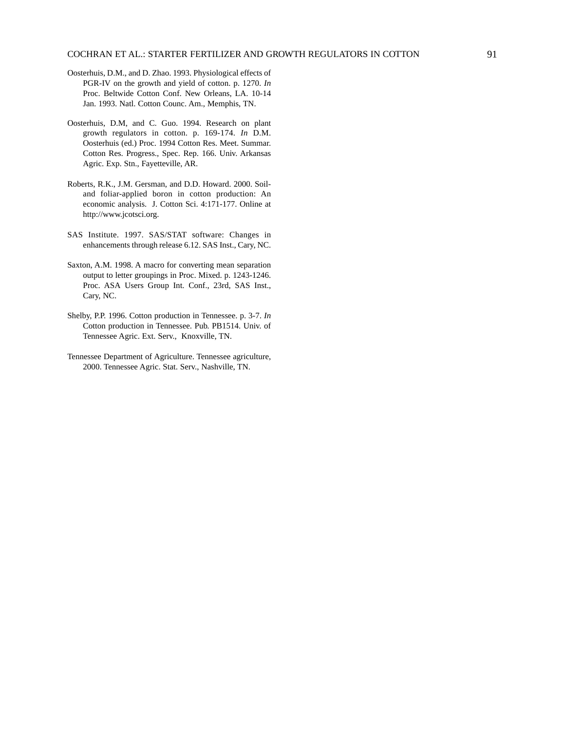Oosterhuis, D.M., and D. Zhao. 1993. Physiological effects of PGR-IV on the growth and yield of cotton. p. 1270. *In* Proc. Beltwide Cotton Conf. New Orleans, LA. 10-14 Jan. 1993. Natl. Cotton Counc. Am., Memphis, TN.

Oosterhuis, D.M, and C. Guo. 1994. Research on plant growth regulators in cotton. p. 169-174. *In* D.M. Oosterhuis (ed.) Proc. 1994 Cotton Res. Meet. Summar. Cotton Res. Progress., Spec. Rep. 166. Univ. Arkansas Agric. Exp. Stn., Fayetteville, AR.

Roberts, R.K., J.M. Gersman, and D.D. Howard. 2000. Soil- and foliar-applied boron in cotton production: An economic analysis. J. Cotton Sci. 4:171-177. Online at http://www.jcotsci.org.

SAS Institute. 1997. SAS/STAT software: Changes in enhancements through release 6.12. SAS Inst., Cary, NC.

Saxton, A.M. 1998. A macro for converting mean separation output to letter groupings in Proc. Mixed. p. 1243-1246. Proc. ASA Users Group Int. Conf., 23rd, SAS Inst., Cary, NC.

Shelby, P.P. 1996. Cotton production in Tennessee. p. 3-7. *In* Cotton production in Tennessee. Pub. PB1514. Univ. of Tennessee Agric. Ext. Serv., Knoxville, TN.

Tennessee Department of Agriculture. Tennessee agriculture, 2000. Tennessee Agric. Stat. Serv., Nashville, TN.